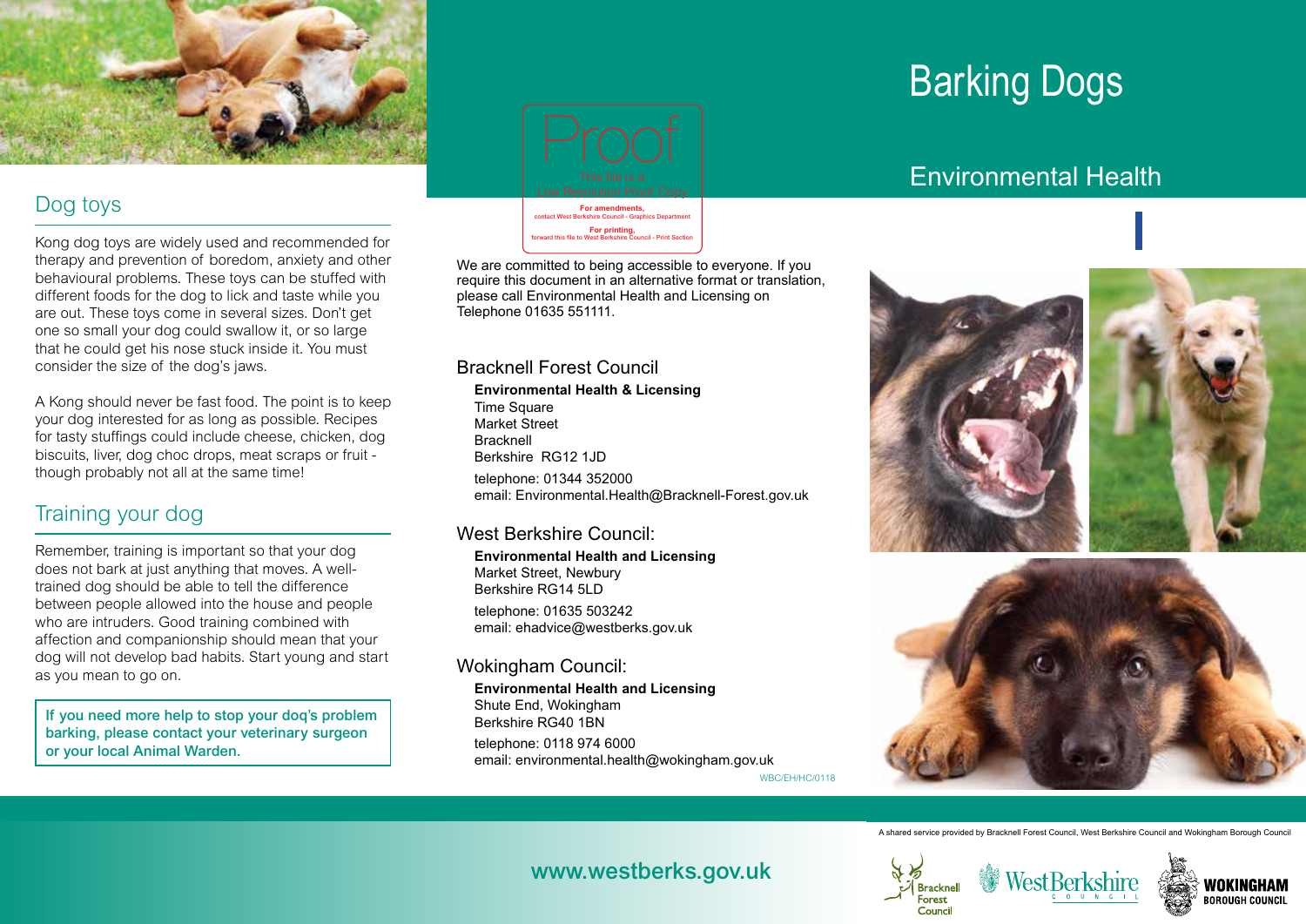## Dog toys

Kong dog toys are widely used and recommended for therapy and prevention of boredom, anxiety and other behavioural problems. These toys can be stuffed with different foods for the dog to lick and taste while you are out. These toys come in several sizes. Don't get one so small your dog could swallow it, or so large that he could get his nose stuck inside it. You must consider the size of the dog's jaws.

A Kong should never be fast food. The point is to keep your dog interested for as long as possible. Recipes for tasty stuffings could include cheese, chicken, dog biscuits, liver, dog choc drops, meat scraps or fruit - though probably not all at the same time!

## Training your dog

Remember, training is important so that your dog does not bark at just anything that moves. A well-trained dog should be able to tell the difference between people allowed into the house and people who are intruders. Good training combined with affection and companionship should mean that your dog will not develop bad habits. Start young and start as you mean to go on.

**If you need more help to stop your dog's problem barking, please contact your veterinary surgeon or your local Animal Warden.**

Proof

This file is a Low Resolution Proof Copy

**For amendments,** contact West Berkshire Council - Graphics Department

**For printing,** forward this file to West Berkshire Council - Print Section

We are committed to being accessible to everyone. If you require this document in an alternative format or translation, please call Environmental Health and Licensing on Telephone 01635 551111.

### Bracknell Forest Council

**Environmental Health & Licensing**
Time Square
Market Street
Bracknell
Berkshire RG12 1JD

telephone: 01344 352000
email: Environmental.Health@Bracknell-Forest.gov.uk

### West Berkshire Council:

**Environmental Health and Licensing**
Market Street, Newbury
Berkshire RG14 5LD

telephone: 01635 503242
email: ehadvice@westberks.gov.uk

### Wokingham Council:

**Environmental Health and Licensing**
Shute End, Wokingham
Berkshire RG40 1BN

telephone: 0118 974 6000
email: environmental.health@wokingham.gov.uk

WBC/EH/HC/0118

# Barking Dogs

## Environmental Health

A shared service provided by Bracknell Forest Council, West Berkshire Council and Wokingham Borough Council

**www.westberks.gov.uk**

Bracknell Forest Council

West Berkshire Council

Wokingham Borough Council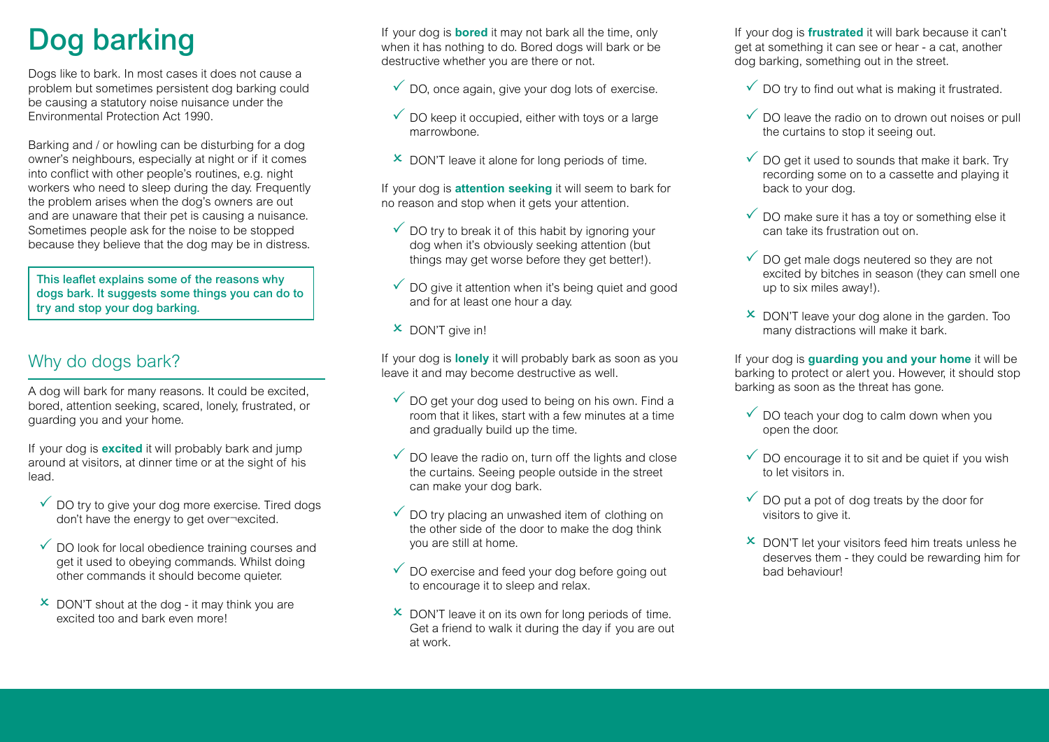# Dog barking

Dogs like to bark. In most cases it does not cause a problem but sometimes persistent dog barking could be causing a statutory noise nuisance under the Environmental Protection Act 1990.

Barking and / or howling can be disturbing for a dog owner's neighbours, especially at night or if it comes into conflict with other people's routines, e.g. night workers who need to sleep during the day. Frequently the problem arises when the dog's owners are out and are unaware that their pet is causing a nuisance. Sometimes people ask for the noise to be stopped because they believe that the dog may be in distress.

**This leaflet explains some of the reasons why dogs bark. It suggests some things you can do to try and stop your dog barking.**

## Why do dogs bark?

A dog will bark for many reasons. It could be excited, bored, attention seeking, scared, lonely, frustrated, or guarding you and your home.

If your dog is **excited** it will probably bark and jump around at visitors, at dinner time or at the sight of his lead.

- ✓ DO try to give your dog more exercise. Tired dogs don't have the energy to get over¬excited.
- ✓ DO look for local obedience training courses and get it used to obeying commands. Whilst doing other commands it should become quieter.
- ✗ DON'T shout at the dog - it may think you are excited too and bark even more!

If your dog is **bored** it may not bark all the time, only when it has nothing to do. Bored dogs will bark or be destructive whether you are there or not.

- ✓ DO, once again, give your dog lots of exercise.
- ✓ DO keep it occupied, either with toys or a large marrowbone.
- ✗ DON'T leave it alone for long periods of time.

If your dog is **attention seeking** it will seem to bark for no reason and stop when it gets your attention.

- ✓ DO try to break it of this habit by ignoring your dog when it's obviously seeking attention (but things may get worse before they get better!).
- ✓ DO give it attention when it's being quiet and good and for at least one hour a day.
- ✗ DON'T give in!

If your dog is **lonely** it will probably bark as soon as you leave it and may become destructive as well.

- ✓ DO get your dog used to being on his own. Find a room that it likes, start with a few minutes at a time and gradually build up the time.
- ✓ DO leave the radio on, turn off the lights and close the curtains. Seeing people outside in the street can make your dog bark.
- ✓ DO try placing an unwashed item of clothing on the other side of the door to make the dog think you are still at home.
- ✓ DO exercise and feed your dog before going out to encourage it to sleep and relax.
- ✗ DON'T leave it on its own for long periods of time. Get a friend to walk it during the day if you are out at work.

If your dog is **frustrated** it will bark because it can't get at something it can see or hear - a cat, another dog barking, something out in the street.

- ✓ DO try to find out what is making it frustrated.
- ✓ DO leave the radio on to drown out noises or pull the curtains to stop it seeing out.
- ✓ DO get it used to sounds that make it bark. Try recording some on to a cassette and playing it back to your dog.
- ✓ DO make sure it has a toy or something else it can take its frustration out on.
- ✓ DO get male dogs neutered so they are not excited by bitches in season (they can smell one up to six miles away!).
- ✗ DON'T leave your dog alone in the garden. Too many distractions will make it bark.

If your dog is **guarding you and your home** it will be barking to protect or alert you. However, it should stop barking as soon as the threat has gone.

- ✓ DO teach your dog to calm down when you open the door.
- ✓ DO encourage it to sit and be quiet if you wish to let visitors in.
- ✓ DO put a pot of dog treats by the door for visitors to give it.
- ✗ DON'T let your visitors feed him treats unless he deserves them - they could be rewarding him for bad behaviour!